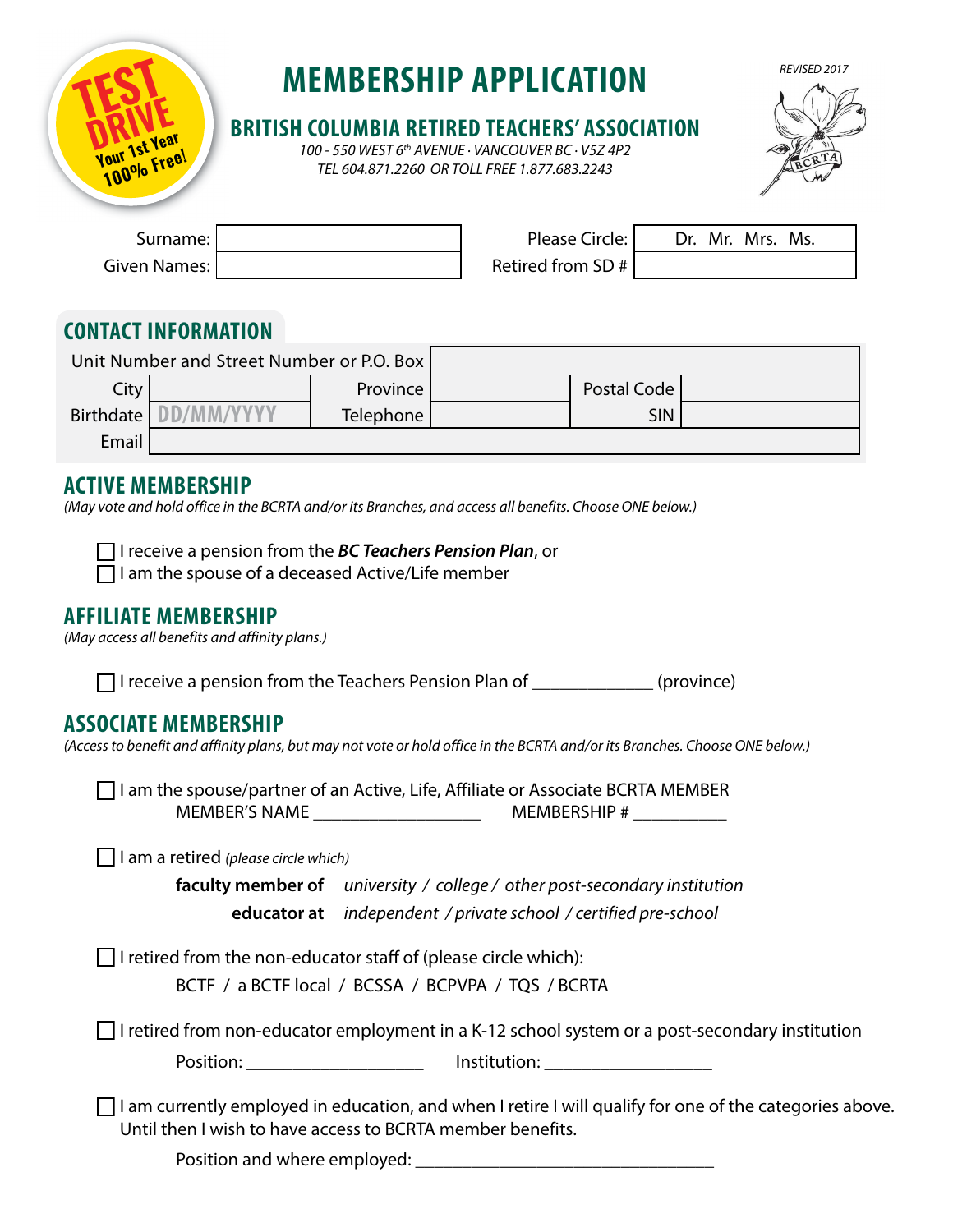TEST DRIVE
Your 1st Year 100% Free!

# MEMBERSHIP APPLICATION

REVISED 2017

## BRITISH COLUMBIA RETIRED TEACHERS' ASSOCIATION

*100 - 550 WEST 6th AVENUE · VANCOUVER BC · V5Z 4P2*
*TEL 604.871.2260 OR TOLL FREE 1.877.683.2243*

BCRTA

| | | | |
|---|---|---|---|
| Surname: | | Please Circle: | Dr. Mr. Mrs. Ms. |
| Given Names: | | Retired from SD # | |

## CONTACT INFORMATION

| | | | | | |
|---|---|---|---|---|---|
| Unit Number and Street Number or P.O. Box | | | | | |
| City | | Province | | Postal Code | |
| Birthdate | DD/MM/YYYY | Telephone | | SIN | |
| Email | | | | | |

## ACTIVE MEMBERSHIP

*(May vote and hold office in the BCRTA and/or its Branches, and access all benefits. Choose ONE below.)*

- [ ] I receive a pension from the ***BC Teachers Pension Plan***, or
- [ ] I am the spouse of a deceased Active/Life member

## AFFILIATE MEMBERSHIP

*(May access all benefits and affinity plans.)*

- [ ] I receive a pension from the Teachers Pension Plan of _____________ (province)

## ASSOCIATE MEMBERSHIP

*(Access to benefit and affinity plans, but may not vote or hold office in the BCRTA and/or its Branches. Choose ONE below.)*

- [ ] I am the spouse/partner of an Active, Life, Affiliate or Associate BCRTA MEMBER
  MEMBER'S NAME __________________ MEMBERSHIP # __________

- [ ] I am a retired *(please circle which)*
  **faculty member of** *university / college / other post-secondary institution*
  **educator at** *independent / private school / certified pre-school*

- [ ] I retired from the non-educator staff of (please circle which):
  BCTF / a BCTF local / BCSSA / BCPVPA / TQS / BCRTA

- [ ] I retired from non-educator employment in a K-12 school system or a post-secondary institution
  Position: ___________________ Institution: __________________

- [ ] I am currently employed in education, and when I retire I will qualify for one of the categories above. Until then I wish to have access to BCRTA member benefits.
  Position and where employed: _________________________________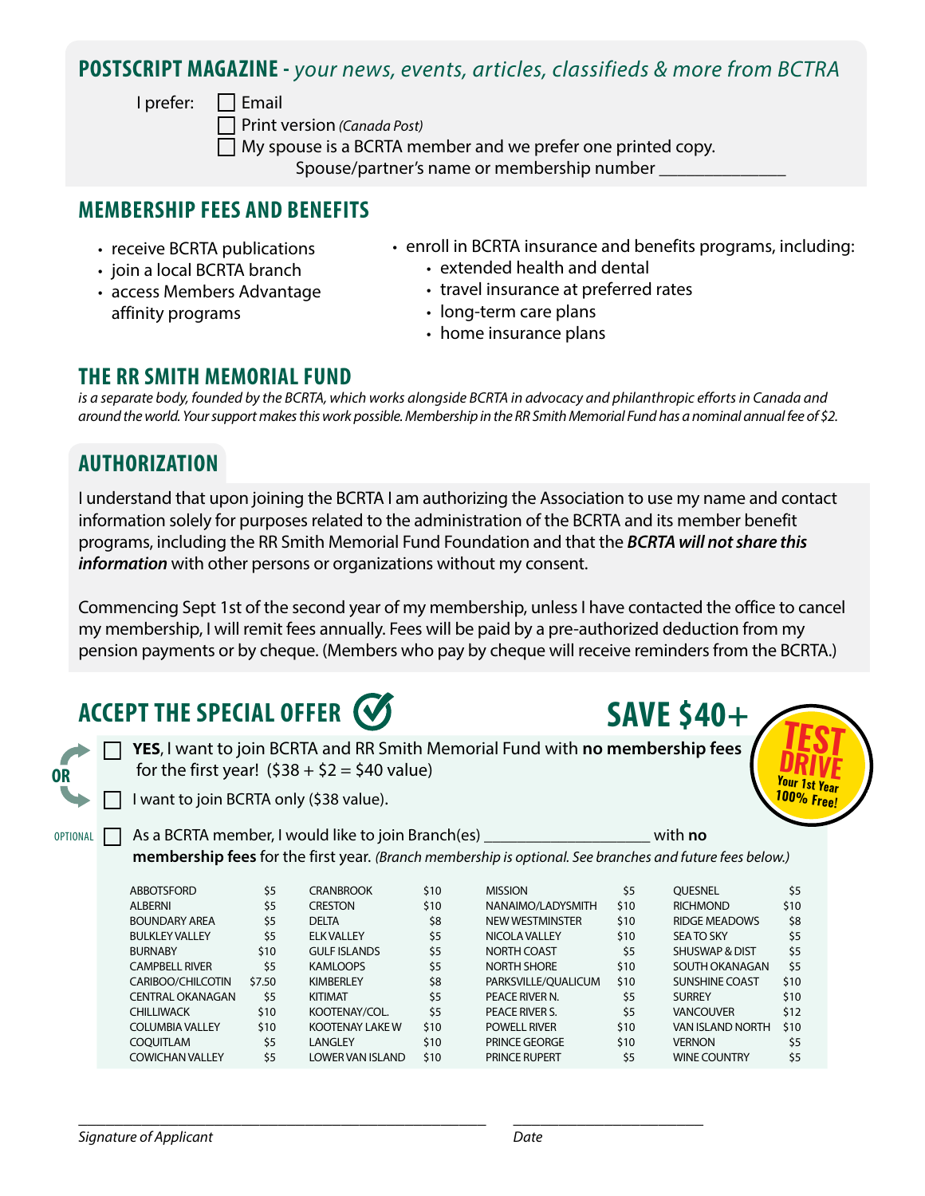## POSTSCRIPT MAGAZINE - *your news, events, articles, classifieds & more from BCTRA*

I prefer:
- ☐ Email
- ☐ Print version *(Canada Post)*
- ☐ My spouse is a BCRTA member and we prefer one printed copy.

  Spouse/partner's name or membership number ______________

## MEMBERSHIP FEES AND BENEFITS

- receive BCRTA publications
- join a local BCRTA branch
- access Members Advantage affinity programs
- enroll in BCRTA insurance and benefits programs, including:
  - extended health and dental
  - travel insurance at preferred rates
  - long-term care plans
  - home insurance plans

## THE RR SMITH MEMORIAL FUND

*is a separate body, founded by the BCRTA, which works alongside BCRTA in advocacy and philanthropic efforts in Canada and around the world. Your support makes this work possible. Membership in the RR Smith Memorial Fund has a nominal annual fee of $2.*

## AUTHORIZATION

I understand that upon joining the BCRTA I am authorizing the Association to use my name and contact information solely for purposes related to the administration of the BCRTA and its member benefit programs, including the RR Smith Memorial Fund Foundation and that the ***BCRTA will not share this information*** with other persons or organizations without my consent.

Commencing Sept 1st of the second year of my membership, unless I have contacted the office to cancel my membership, I will remit fees annually. Fees will be paid by a pre-authorized deduction from my pension payments or by cheque. (Members who pay by cheque will receive reminders from the BCRTA.)

## ACCEPT THE SPECIAL OFFER

**SAVE $40+**

**TEST DRIVE** Your 1st Year 100% Free!

☐ **YES**, I want to join BCRTA and RR Smith Memorial Fund with **no membership fees** for the first year! ($38 + $2 = $40 value)

**OR**

☐ I want to join BCRTA only ($38 value).

OPTIONAL ☐ As a BCRTA member, I would like to join Branch(es) ____________________ with **no membership fees** for the first year. *(Branch membership is optional. See branches and future fees below.)*

| | | | | | | | |
|---|---|---|---|---|---|---|---|
| ABBOTSFORD | $5 | CRANBROOK | $10 | MISSION | $5 | QUESNEL | $5 |
| ALBERNI | $5 | CRESTON | $10 | NANAIMO/LADYSMITH | $10 | RICHMOND | $10 |
| BOUNDARY AREA | $5 | DELTA | $8 | NEW WESTMINSTER | $10 | RIDGE MEADOWS | $8 |
| BULKLEY VALLEY | $5 | ELK VALLEY | $5 | NICOLA VALLEY | $10 | SEA TO SKY | $5 |
| BURNABY | $10 | GULF ISLANDS | $5 | NORTH COAST | $5 | SHUSWAP & DIST | $5 |
| CAMPBELL RIVER | $5 | KAMLOOPS | $5 | NORTH SHORE | $10 | SOUTH OKANAGAN | $5 |
| CARIBOO/CHILCOTIN | $7.50 | KIMBERLEY | $8 | PARKSVILLE/QUALICUM | $10 | SUNSHINE COAST | $10 |
| CENTRAL OKANAGAN | $5 | KITIMAT | $5 | PEACE RIVER N. | $5 | SURREY | $10 |
| CHILLIWACK | $10 | KOOTENAY/COL. | $5 | PEACE RIVER S. | $5 | VANCOUVER | $12 |
| COLUMBIA VALLEY | $10 | KOOTENAY LAKE W | $10 | POWELL RIVER | $10 | VAN ISLAND NORTH | $10 |
| COQUITLAM | $5 | LANGLEY | $10 | PRINCE GEORGE | $10 | VERNON | $5 |
| COWICHAN VALLEY | $5 | LOWER VAN ISLAND | $10 | PRINCE RUPERT | $5 | WINE COUNTRY | $5 |

_______________________________________________ *Signature of Applicant*

_______________________ *Date*